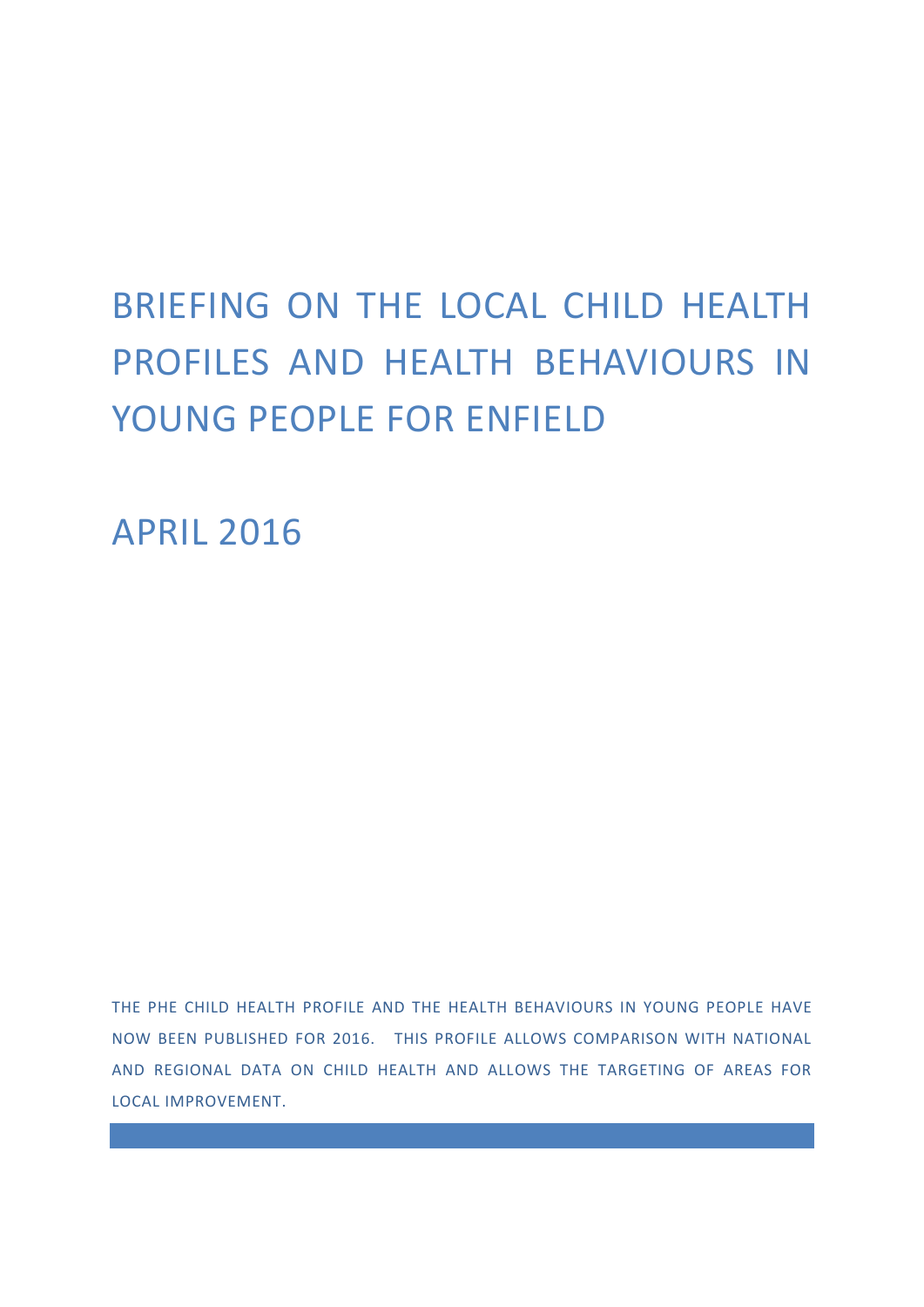# BRIEFING ON THE LOCAL CHILD HEALTH PROFILES AND HEALTH BEHAVIOURS IN YOUNG PEOPLE FOR ENFIELD

## APRIL 2016

THE PHE CHILD HEALTH PROFILE AND THE HEALTH BEHAVIOURS IN YOUNG PEOPLE HAVE NOW BEEN PUBLISHED FOR 2016. THIS PROFILE ALLOWS COMPARISON WITH NATIONAL AND REGIONAL DATA ON CHILD HEALTH AND ALLOWS THE TARGETING OF AREAS FOR LOCAL IMPROVEMENT.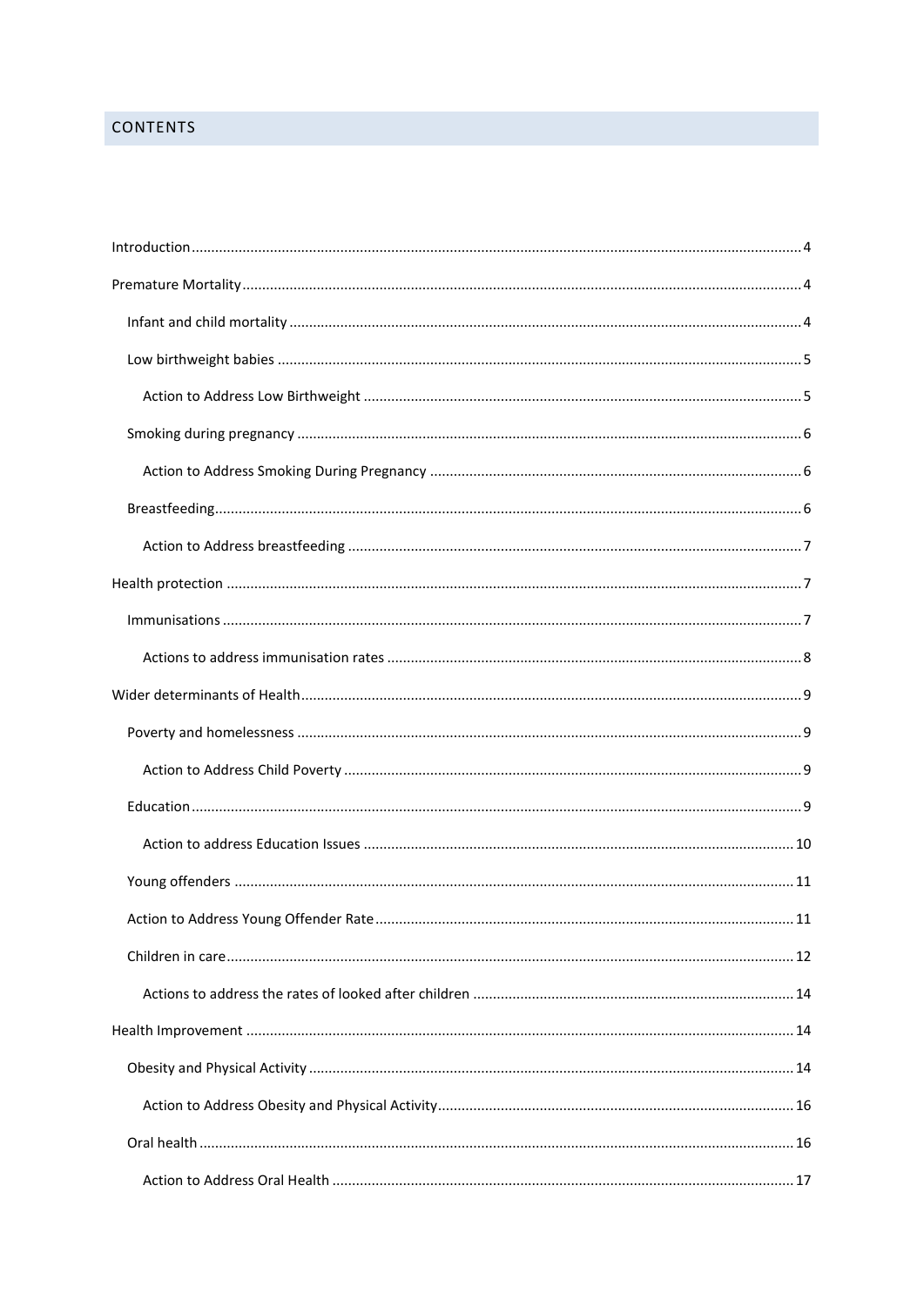## CONTENTS

- Introduction ... 4
- Premature Mortality ... 4
  - Infant and child mortality ... 4
  - Low birthweight babies ... 5
    - Action to Address Low Birthweight ... 5
  - Smoking during pregnancy ... 6
    - Action to Address Smoking During Pregnancy ... 6
  - Breastfeeding ... 6
    - Action to Address breastfeeding ... 7
- Health protection ... 7
  - Immunisations ... 7
    - Actions to address immunisation rates ... 8
- Wider determinants of Health ... 9
  - Poverty and homelessness ... 9
    - Action to Address Child Poverty ... 9
  - Education ... 9
    - Action to address Education Issues ... 10
  - Young offenders ... 11
  - Action to Address Young Offender Rate ... 11
  - Children in care ... 12
    - Actions to address the rates of looked after children ... 14
- Health Improvement ... 14
  - Obesity and Physical Activity ... 14
    - Action to Address Obesity and Physical Activity ... 16
  - Oral health ... 16
    - Action to Address Oral Health ... 17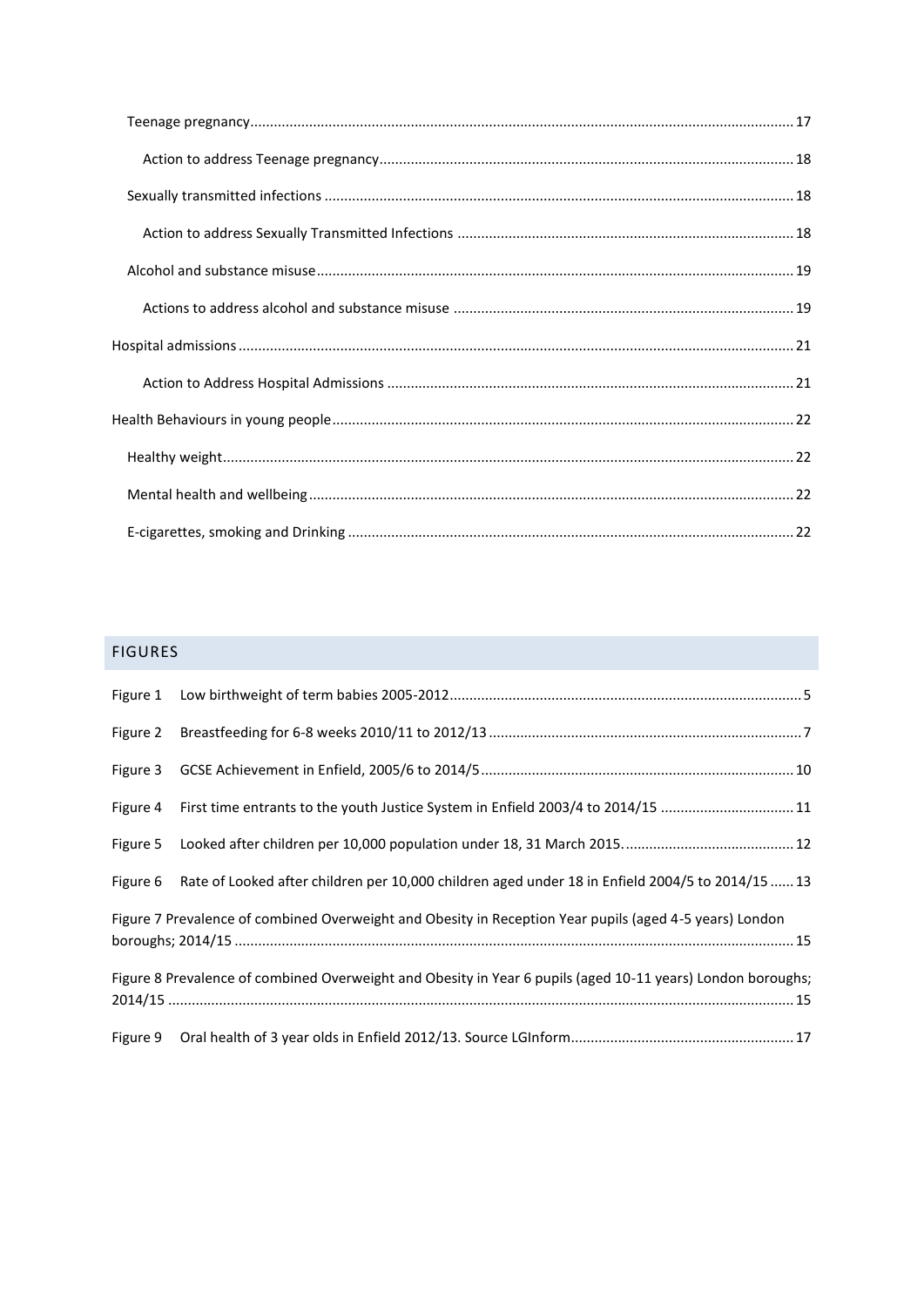Teenage pregnancy ........ 17

Action to address Teenage pregnancy ........ 18

Sexually transmitted infections ........ 18

Action to address Sexually Transmitted Infections ........ 18

Alcohol and substance misuse ........ 19

Actions to address alcohol and substance misuse ........ 19

Hospital admissions ........ 21

Action to Address Hospital Admissions ........ 21

Health Behaviours in young people ........ 22

Healthy weight ........ 22

Mental health and wellbeing ........ 22

E-cigarettes, smoking and Drinking ........ 22

## FIGURES

Figure 1 Low birthweight of term babies 2005-2012 ........ 5

Figure 2 Breastfeeding for 6-8 weeks 2010/11 to 2012/13 ........ 7

Figure 3 GCSE Achievement in Enfield, 2005/6 to 2014/5 ........ 10

Figure 4 First time entrants to the youth Justice System in Enfield 2003/4 to 2014/15 ........ 11

Figure 5 Looked after children per 10,000 population under 18, 31 March 2015. ........ 12

Figure 6 Rate of Looked after children per 10,000 children aged under 18 in Enfield 2004/5 to 2014/15 ........ 13

Figure 7 Prevalence of combined Overweight and Obesity in Reception Year pupils (aged 4-5 years) London boroughs; 2014/15 ........ 15

Figure 8 Prevalence of combined Overweight and Obesity in Year 6 pupils (aged 10-11 years) London boroughs; 2014/15 ........ 15

Figure 9 Oral health of 3 year olds in Enfield 2012/13. Source LGInform ........ 17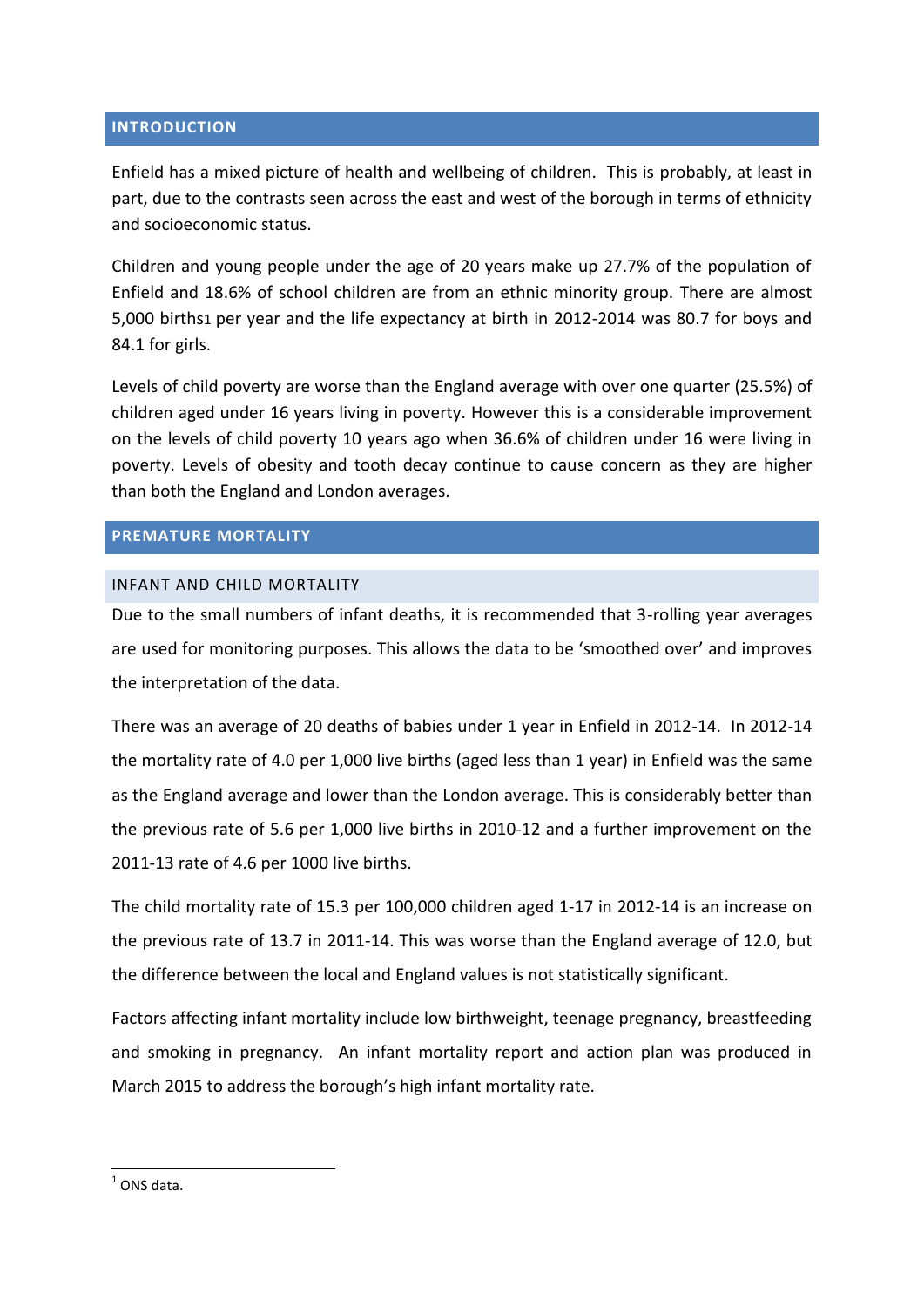## INTRODUCTION

Enfield has a mixed picture of health and wellbeing of children. This is probably, at least in part, due to the contrasts seen across the east and west of the borough in terms of ethnicity and socioeconomic status.

Children and young people under the age of 20 years make up 27.7% of the population of Enfield and 18.6% of school children are from an ethnic minority group. There are almost 5,000 births[1] per year and the life expectancy at birth in 2012-2014 was 80.7 for boys and 84.1 for girls.

Levels of child poverty are worse than the England average with over one quarter (25.5%) of children aged under 16 years living in poverty. However this is a considerable improvement on the levels of child poverty 10 years ago when 36.6% of children under 16 were living in poverty. Levels of obesity and tooth decay continue to cause concern as they are higher than both the England and London averages.

## PREMATURE MORTALITY

### INFANT AND CHILD MORTALITY

Due to the small numbers of infant deaths, it is recommended that 3-rolling year averages are used for monitoring purposes. This allows the data to be 'smoothed over' and improves the interpretation of the data.

There was an average of 20 deaths of babies under 1 year in Enfield in 2012-14. In 2012-14 the mortality rate of 4.0 per 1,000 live births (aged less than 1 year) in Enfield was the same as the England average and lower than the London average. This is considerably better than the previous rate of 5.6 per 1,000 live births in 2010-12 and a further improvement on the 2011-13 rate of 4.6 per 1000 live births.

The child mortality rate of 15.3 per 100,000 children aged 1-17 in 2012-14 is an increase on the previous rate of 13.7 in 2011-14. This was worse than the England average of 12.0, but the difference between the local and England values is not statistically significant.

Factors affecting infant mortality include low birthweight, teenage pregnancy, breastfeeding and smoking in pregnancy. An infant mortality report and action plan was produced in March 2015 to address the borough's high infant mortality rate.

[1] ONS data.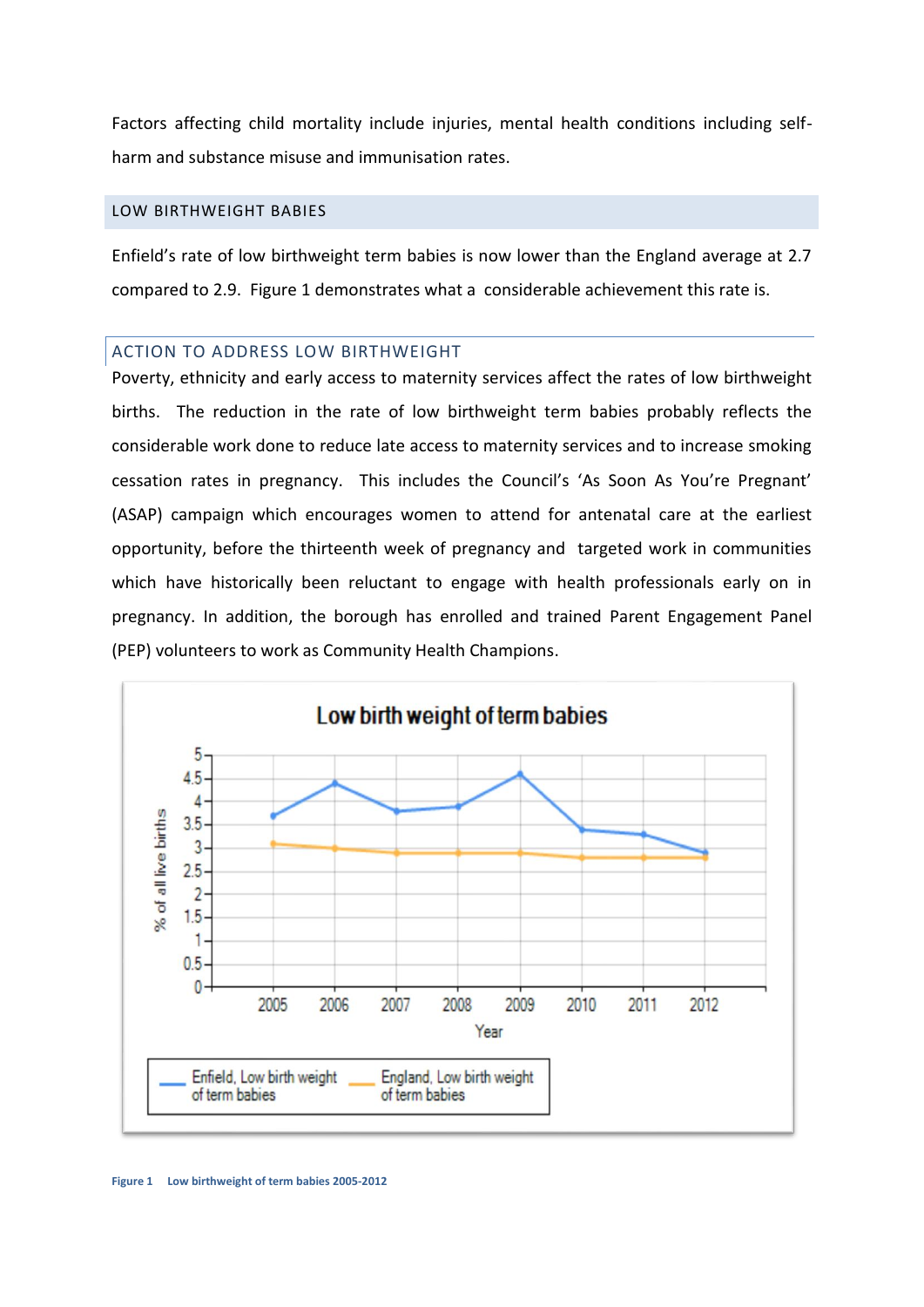Factors affecting child mortality include injuries, mental health conditions including self-harm and substance misuse and immunisation rates.

## LOW BIRTHWEIGHT BABIES

Enfield's rate of low birthweight term babies is now lower than the England average at 2.7 compared to 2.9. Figure 1 demonstrates what a considerable achievement this rate is.

## ACTION TO ADDRESS LOW BIRTHWEIGHT

Poverty, ethnicity and early access to maternity services affect the rates of low birthweight births. The reduction in the rate of low birthweight term babies probably reflects the considerable work done to reduce late access to maternity services and to increase smoking cessation rates in pregnancy. This includes the Council's 'As Soon As You're Pregnant' (ASAP) campaign which encourages women to attend for antenatal care at the earliest opportunity, before the thirteenth week of pregnancy and targeted work in communities which have historically been reluctant to engage with health professionals early on in pregnancy. In addition, the borough has enrolled and trained Parent Engagement Panel (PEP) volunteers to work as Community Health Champions.

**Figure 1** Low birthweight of term babies 2005-2012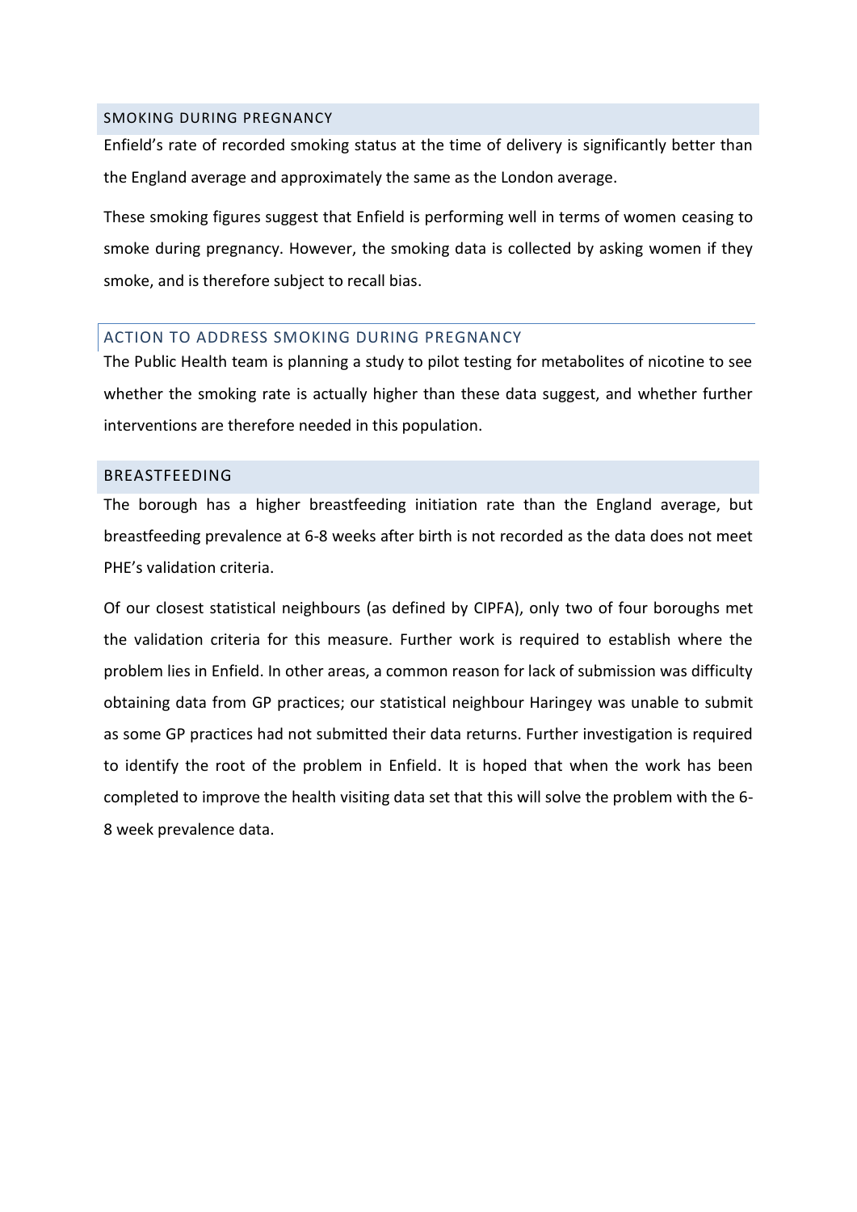## SMOKING DURING PREGNANCY

Enfield's rate of recorded smoking status at the time of delivery is significantly better than the England average and approximately the same as the London average.

These smoking figures suggest that Enfield is performing well in terms of women ceasing to smoke during pregnancy. However, the smoking data is collected by asking women if they smoke, and is therefore subject to recall bias.

### ACTION TO ADDRESS SMOKING DURING PREGNANCY

The Public Health team is planning a study to pilot testing for metabolites of nicotine to see whether the smoking rate is actually higher than these data suggest, and whether further interventions are therefore needed in this population.

## BREASTFEEDING

The borough has a higher breastfeeding initiation rate than the England average, but breastfeeding prevalence at 6-8 weeks after birth is not recorded as the data does not meet PHE's validation criteria.

Of our closest statistical neighbours (as defined by CIPFA), only two of four boroughs met the validation criteria for this measure. Further work is required to establish where the problem lies in Enfield. In other areas, a common reason for lack of submission was difficulty obtaining data from GP practices; our statistical neighbour Haringey was unable to submit as some GP practices had not submitted their data returns. Further investigation is required to identify the root of the problem in Enfield. It is hoped that when the work has been completed to improve the health visiting data set that this will solve the problem with the 6-8 week prevalence data.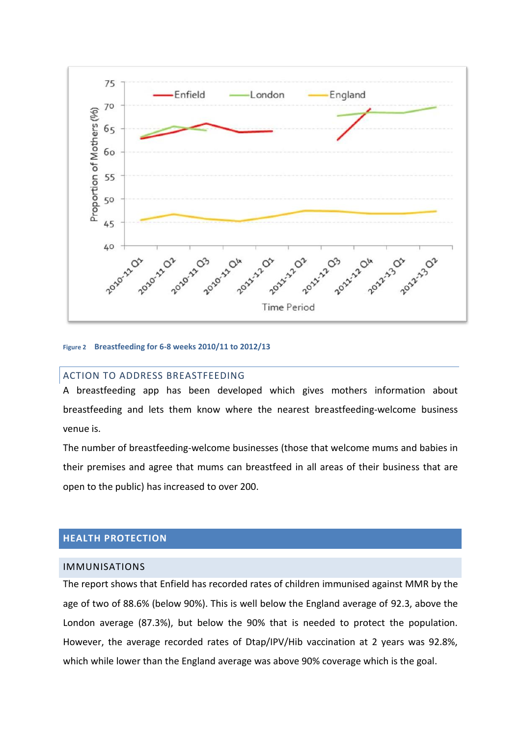Figure 2 **Breastfeeding for 6-8 weeks 2010/11 to 2012/13**

## ACTION TO ADDRESS BREASTFEEDING

A breastfeeding app has been developed which gives mothers information about breastfeeding and lets them know where the nearest breastfeeding-welcome business venue is.

The number of breastfeeding-welcome businesses (those that welcome mums and babies in their premises and agree that mums can breastfeed in all areas of their business that are open to the public) has increased to over 200.

# HEALTH PROTECTION

## IMMUNISATIONS

The report shows that Enfield has recorded rates of children immunised against MMR by the age of two of 88.6% (below 90%). This is well below the England average of 92.3, above the London average (87.3%), but below the 90% that is needed to protect the population. However, the average recorded rates of Dtap/IPV/Hib vaccination at 2 years was 92.8%, which while lower than the England average was above 90% coverage which is the goal.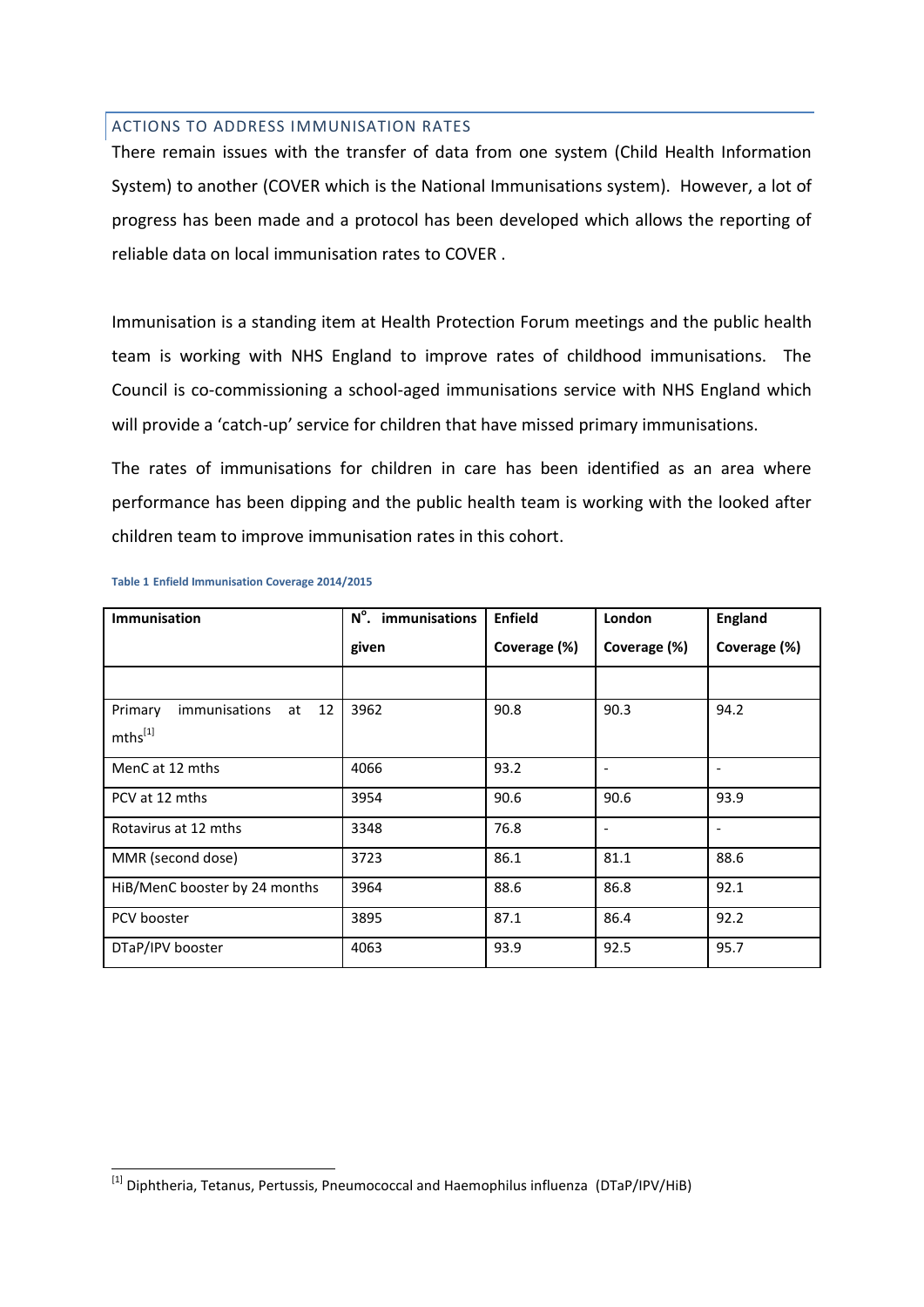## ACTIONS TO ADDRESS IMMUNISATION RATES

There remain issues with the transfer of data from one system (Child Health Information System) to another (COVER which is the National Immunisations system). However, a lot of progress has been made and a protocol has been developed which allows the reporting of reliable data on local immunisation rates to COVER .

Immunisation is a standing item at Health Protection Forum meetings and the public health team is working with NHS England to improve rates of childhood immunisations. The Council is co-commissioning a school-aged immunisations service with NHS England which will provide a 'catch-up' service for children that have missed primary immunisations.

The rates of immunisations for children in care has been identified as an area where performance has been dipping and the public health team is working with the looked after children team to improve immunisation rates in this cohort.

**Table 1 Enfield Immunisation Coverage 2014/2015**

| Immunisation | N°. immunisations given | Enfield Coverage (%) | London Coverage (%) | England Coverage (%) |
|---|---|---|---|---|
| | | | | |
| Primary immunisations at 12 mths[1] | 3962 | 90.8 | 90.3 | 94.2 |
| MenC at 12 mths | 4066 | 93.2 | - | - |
| PCV at 12 mths | 3954 | 90.6 | 90.6 | 93.9 |
| Rotavirus at 12 mths | 3348 | 76.8 | - | - |
| MMR (second dose) | 3723 | 86.1 | 81.1 | 88.6 |
| HiB/MenC booster by 24 months | 3964 | 88.6 | 86.8 | 92.1 |
| PCV booster | 3895 | 87.1 | 86.4 | 92.2 |
| DTaP/IPV booster | 4063 | 93.9 | 92.5 | 95.7 |

[1] Diphtheria, Tetanus, Pertussis, Pneumococcal and Haemophilus influenza (DTaP/IPV/HiB)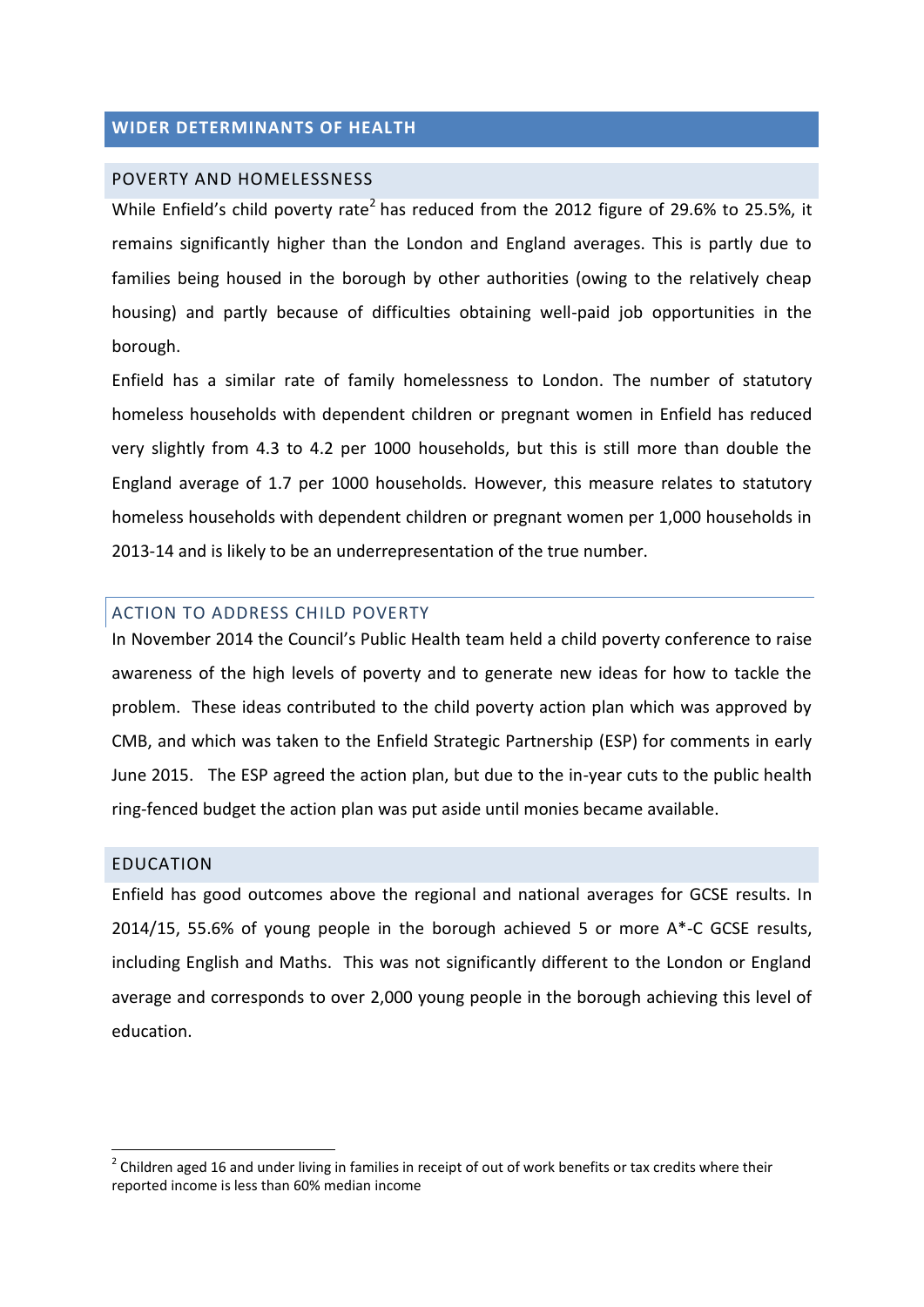## WIDER DETERMINANTS OF HEALTH

### POVERTY AND HOMELESSNESS

While Enfield's child poverty rate[2] has reduced from the 2012 figure of 29.6% to 25.5%, it remains significantly higher than the London and England averages. This is partly due to families being housed in the borough by other authorities (owing to the relatively cheap housing) and partly because of difficulties obtaining well-paid job opportunities in the borough.

Enfield has a similar rate of family homelessness to London. The number of statutory homeless households with dependent children or pregnant women in Enfield has reduced very slightly from 4.3 to 4.2 per 1000 households, but this is still more than double the England average of 1.7 per 1000 households. However, this measure relates to statutory homeless households with dependent children or pregnant women per 1,000 households in 2013-14 and is likely to be an underrepresentation of the true number.

### ACTION TO ADDRESS CHILD POVERTY

In November 2014 the Council's Public Health team held a child poverty conference to raise awareness of the high levels of poverty and to generate new ideas for how to tackle the problem. These ideas contributed to the child poverty action plan which was approved by CMB, and which was taken to the Enfield Strategic Partnership (ESP) for comments in early June 2015. The ESP agreed the action plan, but due to the in-year cuts to the public health ring-fenced budget the action plan was put aside until monies became available.

### EDUCATION

Enfield has good outcomes above the regional and national averages for GCSE results. In 2014/15, 55.6% of young people in the borough achieved 5 or more A*-C GCSE results, including English and Maths. This was not significantly different to the London or England average and corresponds to over 2,000 young people in the borough achieving this level of education.

---

[2] Children aged 16 and under living in families in receipt of out of work benefits or tax credits where their reported income is less than 60% median income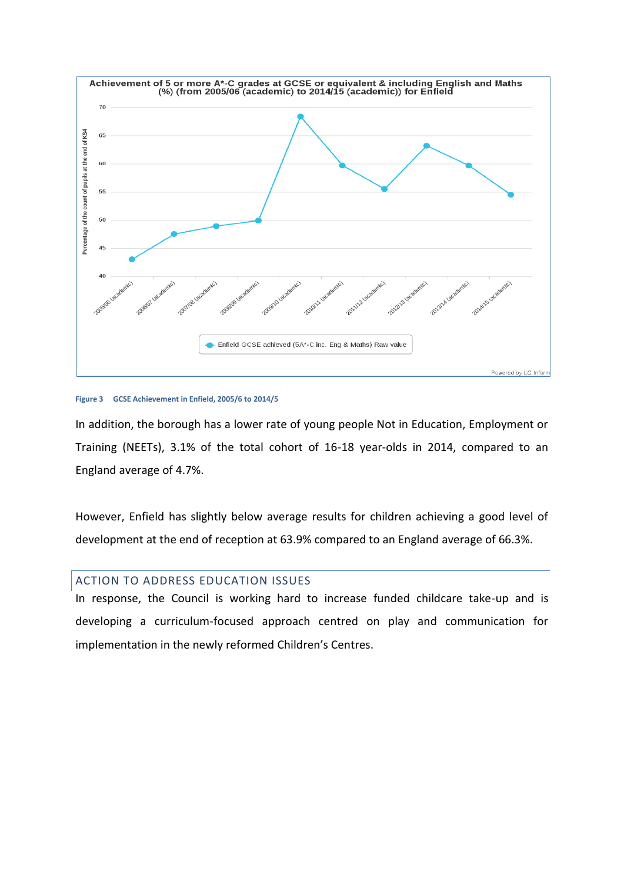Achievement of 5 or more A*-C grades at GCSE or equivalent & including English and Maths (%) (from 2005/06 (academic) to 2014/15 (academic)) for Enfield

Figure 3 GCSE Achievement in Enfield, 2005/6 to 2014/5

In addition, the borough has a lower rate of young people Not in Education, Employment or Training (NEETs), 3.1% of the total cohort of 16-18 year-olds in 2014, compared to an England average of 4.7%.

However, Enfield has slightly below average results for children achieving a good level of development at the end of reception at 63.9% compared to an England average of 66.3%.

## ACTION TO ADDRESS EDUCATION ISSUES

In response, the Council is working hard to increase funded childcare take-up and is developing a curriculum-focused approach centred on play and communication for implementation in the newly reformed Children's Centres.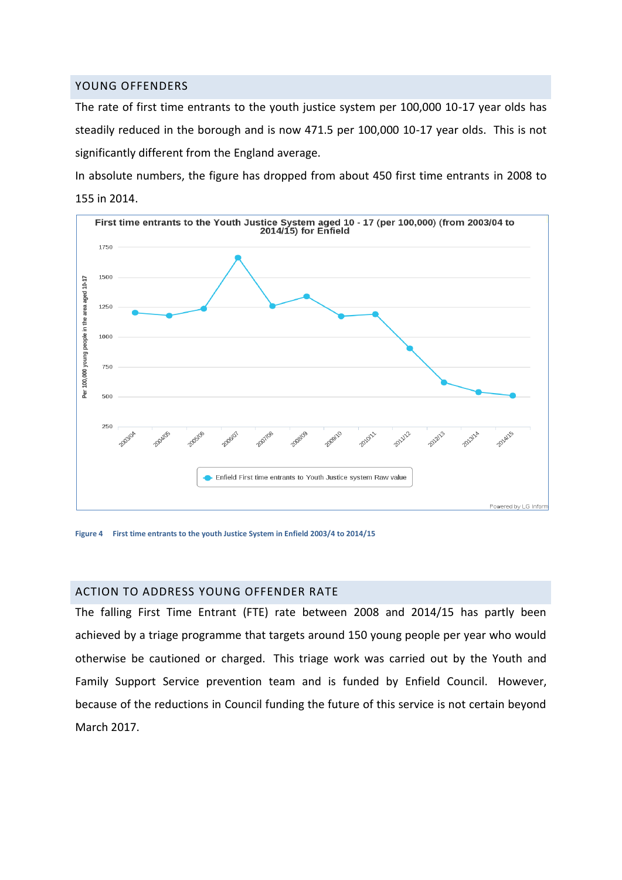## YOUNG OFFENDERS

The rate of first time entrants to the youth justice system per 100,000 10-17 year olds has steadily reduced in the borough and is now 471.5 per 100,000 10-17 year olds. This is not significantly different from the England average.

In absolute numbers, the figure has dropped from about 450 first time entrants in 2008 to 155 in 2014.

**Figure 4 First time entrants to the youth Justice System in Enfield 2003/4 to 2014/15**

## ACTION TO ADDRESS YOUNG OFFENDER RATE

The falling First Time Entrant (FTE) rate between 2008 and 2014/15 has partly been achieved by a triage programme that targets around 150 young people per year who would otherwise be cautioned or charged. This triage work was carried out by the Youth and Family Support Service prevention team and is funded by Enfield Council. However, because of the reductions in Council funding the future of this service is not certain beyond March 2017.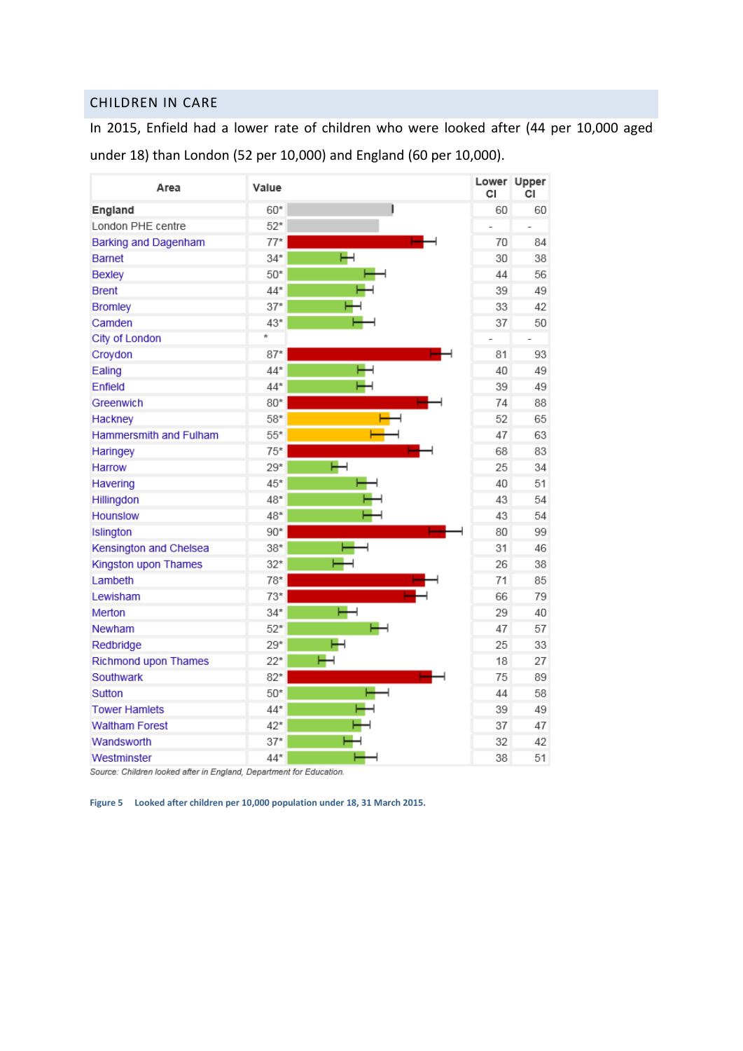## CHILDREN IN CARE

In 2015, Enfield had a lower rate of children who were looked after (44 per 10,000 aged under 18) than London (52 per 10,000) and England (60 per 10,000).

| Area | Value | Lower CI | Upper CI |
|---|---|---|---|
| **England** | 60* | 60 | 60 |
| London PHE centre | 52* | - | - |
| Barking and Dagenham | 77* | 70 | 84 |
| Barnet | 34* | 30 | 38 |
| Bexley | 50* | 44 | 56 |
| Brent | 44* | 39 | 49 |
| Bromley | 37* | 33 | 42 |
| Camden | 43* | 37 | 50 |
| City of London | * | - | - |
| Croydon | 87* | 81 | 93 |
| Ealing | 44* | 40 | 49 |
| Enfield | 44* | 39 | 49 |
| Greenwich | 80* | 74 | 88 |
| Hackney | 58* | 52 | 65 |
| Hammersmith and Fulham | 55* | 47 | 63 |
| Haringey | 75* | 68 | 83 |
| Harrow | 29* | 25 | 34 |
| Havering | 45* | 40 | 51 |
| Hillingdon | 48* | 43 | 54 |
| Hounslow | 48* | 43 | 54 |
| Islington | 90* | 80 | 99 |
| Kensington and Chelsea | 38* | 31 | 46 |
| Kingston upon Thames | 32* | 26 | 38 |
| Lambeth | 78* | 71 | 85 |
| Lewisham | 73* | 66 | 79 |
| Merton | 34* | 29 | 40 |
| Newham | 52* | 47 | 57 |
| Redbridge | 29* | 25 | 33 |
| Richmond upon Thames | 22* | 18 | 27 |
| Southwark | 82* | 75 | 89 |
| Sutton | 50* | 44 | 58 |
| Tower Hamlets | 44* | 39 | 49 |
| Waltham Forest | 42* | 37 | 47 |
| Wandsworth | 37* | 32 | 42 |
| Westminster | 44* | 38 | 51 |

*Source: Children looked after in England, Department for Education.*

**Figure 5 Looked after children per 10,000 population under 18, 31 March 2015.**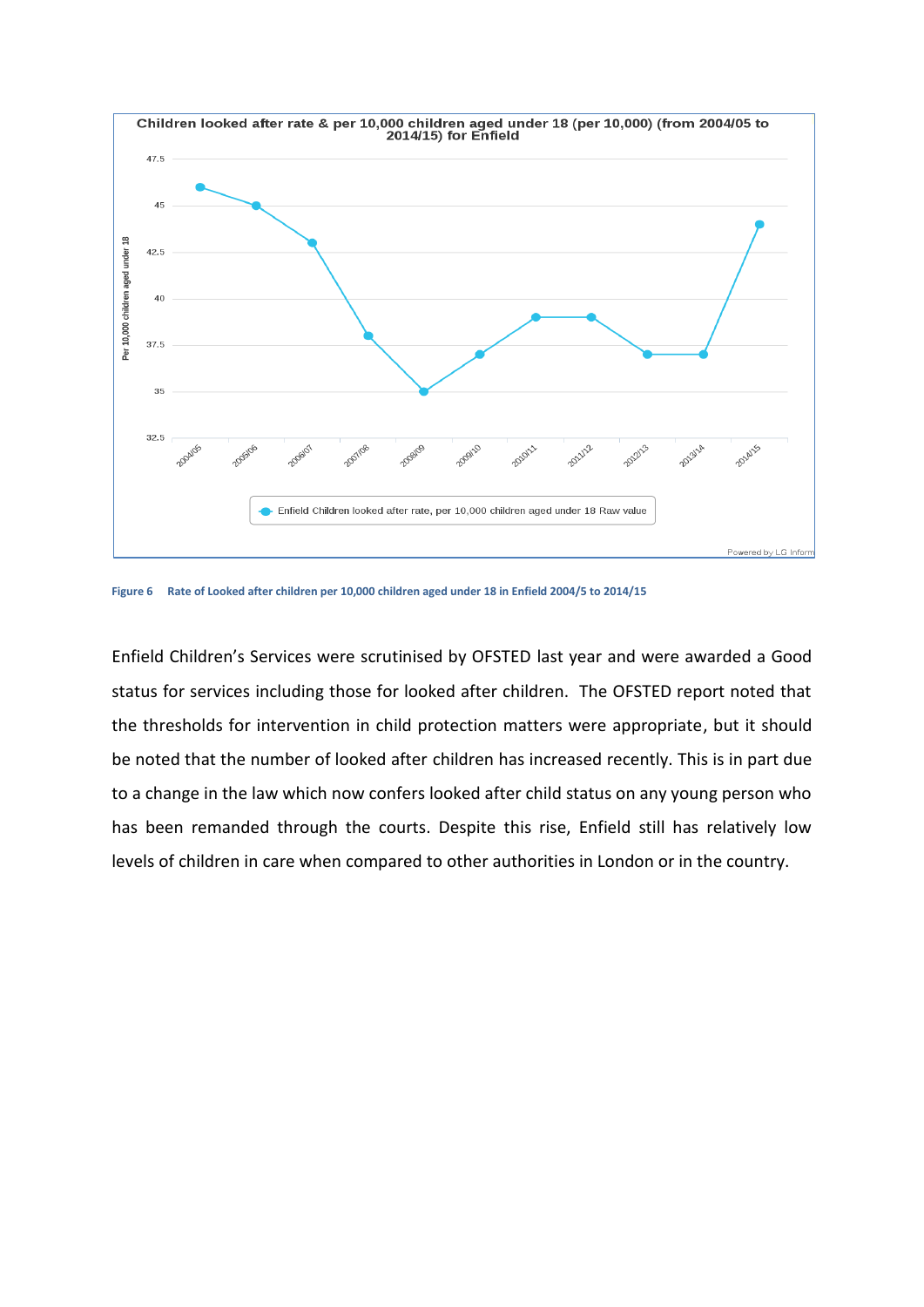Figure 6 Rate of Looked after children per 10,000 children aged under 18 in Enfield 2004/5 to 2014/15

Enfield Children's Services were scrutinised by OFSTED last year and were awarded a Good status for services including those for looked after children. The OFSTED report noted that the thresholds for intervention in child protection matters were appropriate, but it should be noted that the number of looked after children has increased recently. This is in part due to a change in the law which now confers looked after child status on any young person who has been remanded through the courts. Despite this rise, Enfield still has relatively low levels of children in care when compared to other authorities in London or in the country.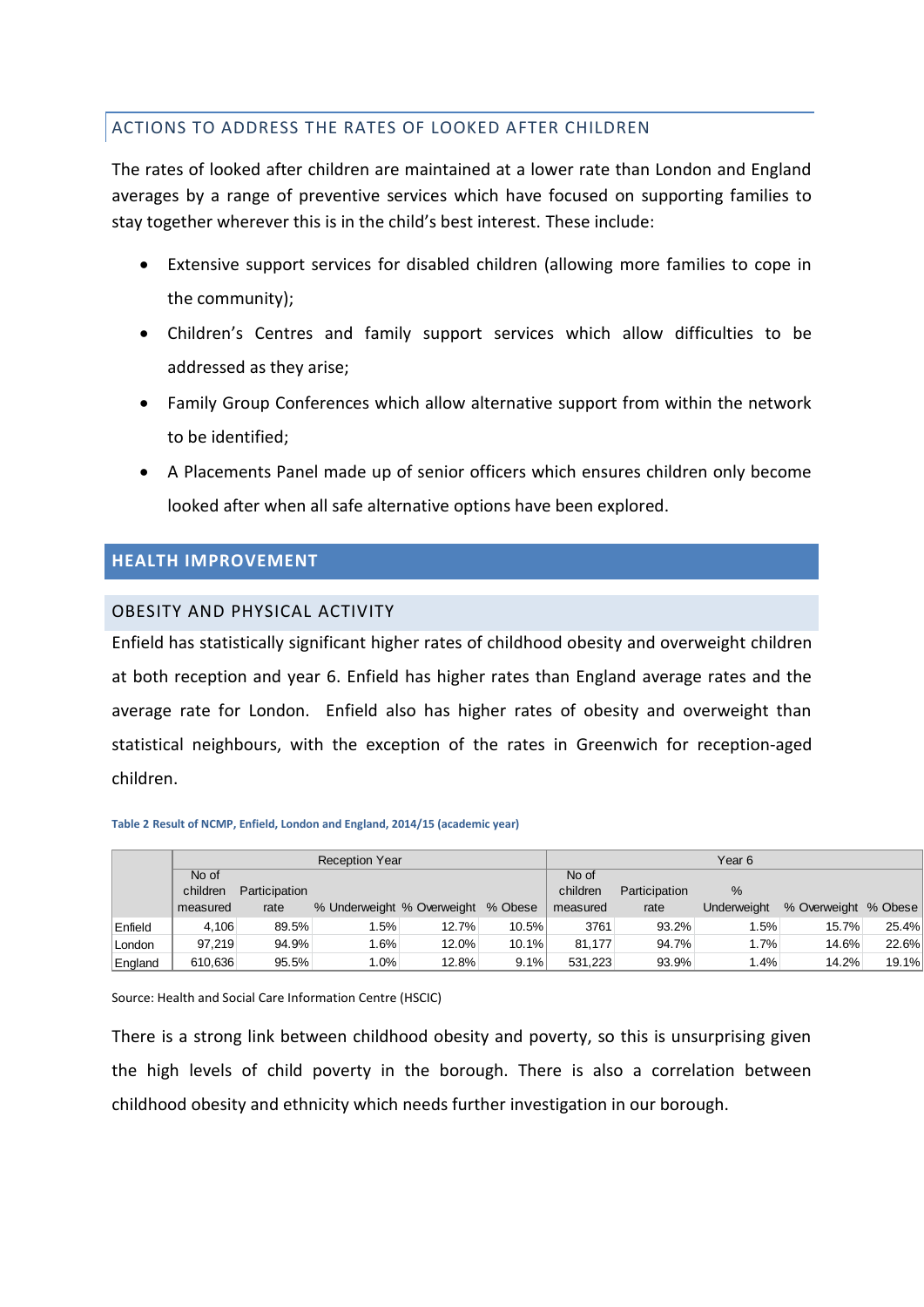## ACTIONS TO ADDRESS THE RATES OF LOOKED AFTER CHILDREN

The rates of looked after children are maintained at a lower rate than London and England averages by a range of preventive services which have focused on supporting families to stay together wherever this is in the child's best interest. These include:

- Extensive support services for disabled children (allowing more families to cope in the community);
- Children's Centres and family support services which allow difficulties to be addressed as they arise;
- Family Group Conferences which allow alternative support from within the network to be identified;
- A Placements Panel made up of senior officers which ensures children only become looked after when all safe alternative options have been explored.

# HEALTH IMPROVEMENT

## OBESITY AND PHYSICAL ACTIVITY

Enfield has statistically significant higher rates of childhood obesity and overweight children at both reception and year 6. Enfield has higher rates than England average rates and the average rate for London. Enfield also has higher rates of obesity and overweight than statistical neighbours, with the exception of the rates in Greenwich for reception-aged children.

**Table 2 Result of NCMP, Enfield, London and England, 2014/15 (academic year)**

| | Reception Year | | | | | Year 6 | | | | |
|---|---|---|---|---|---|---|---|---|---|---|
| | No of children measured | Participation rate | % Underweight | % Overweight | % Obese | No of children measured | Participation rate | % Underweight | % Overweight | % Obese |
| Enfield | 4,106 | 89.5% | 1.5% | 12.7% | 10.5% | 3761 | 93.2% | 1.5% | 15.7% | 25.4% |
| London | 97,219 | 94.9% | 1.6% | 12.0% | 10.1% | 81,177 | 94.7% | 1.7% | 14.6% | 22.6% |
| England | 610,636 | 95.5% | 1.0% | 12.8% | 9.1% | 531,223 | 93.9% | 1.4% | 14.2% | 19.1% |

Source: Health and Social Care Information Centre (HSCIC)

There is a strong link between childhood obesity and poverty, so this is unsurprising given the high levels of child poverty in the borough. There is also a correlation between childhood obesity and ethnicity which needs further investigation in our borough.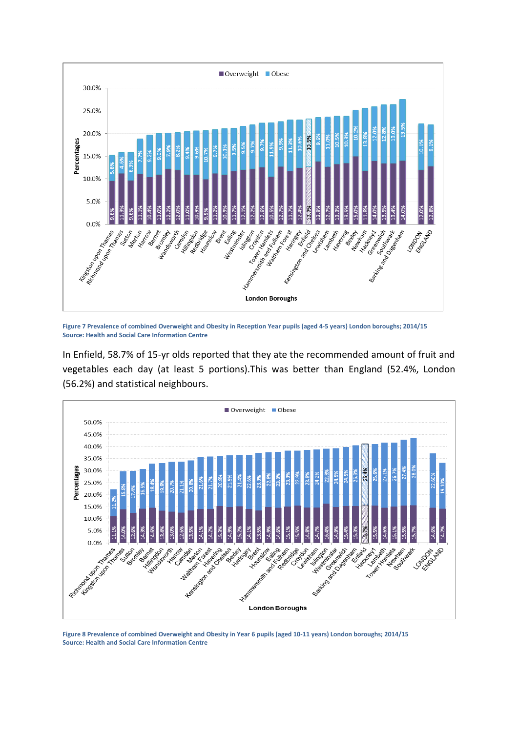**Figure 7 Prevalence of combined Overweight and Obesity in Reception Year pupils (aged 4-5 years) London boroughs; 2014/15**
**Source: Health and Social Care Information Centre**

In Enfield, 58.7% of 15-yr olds reported that they ate the recommended amount of fruit and vegetables each day (at least 5 portions).This was better than England (52.4%, London (56.2%) and statistical neighbours.

**Figure 8 Prevalence of combined Overweight and Obesity in Year 6 pupils (aged 10-11 years) London boroughs; 2014/15**
**Source: Health and Social Care Information Centre**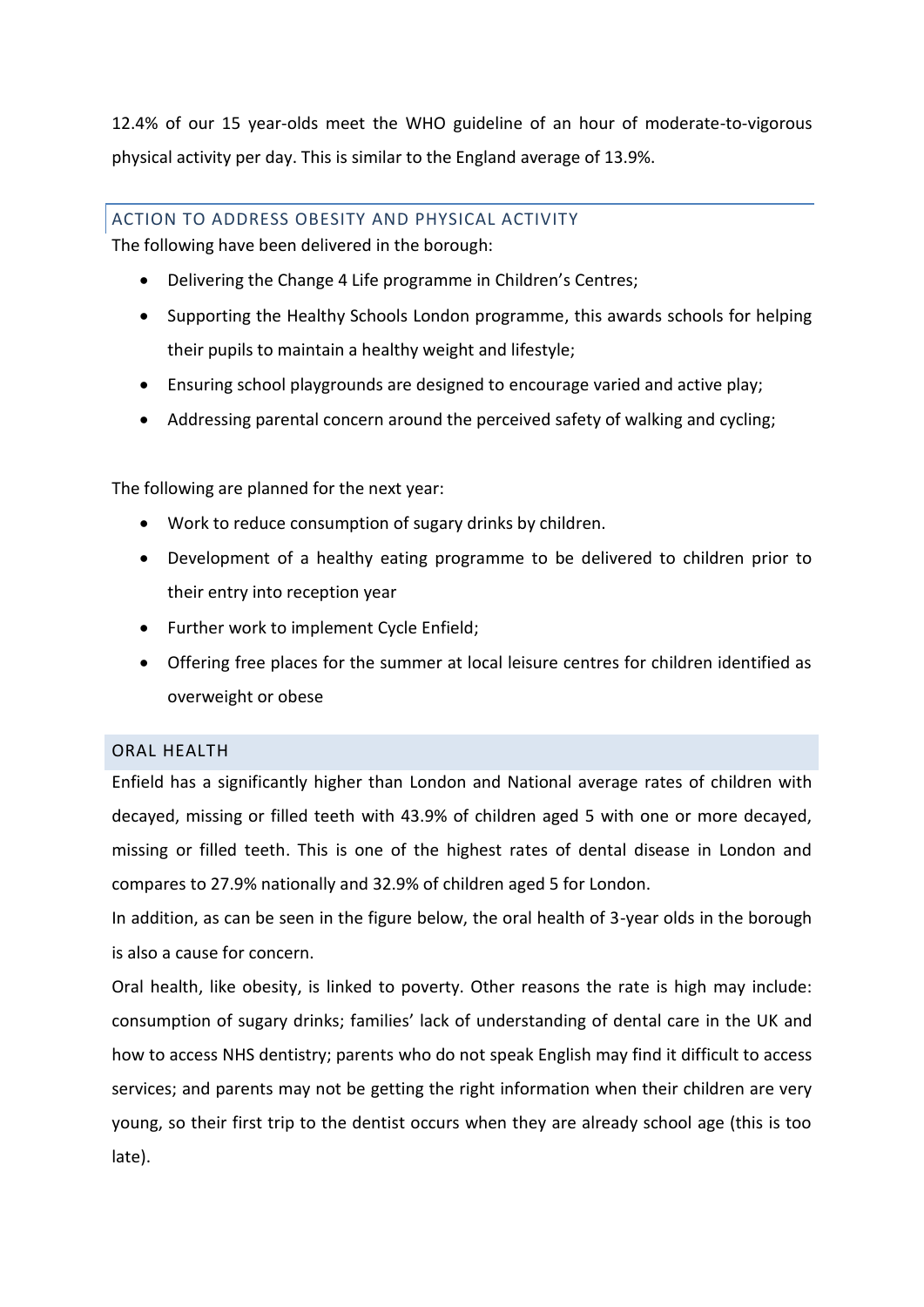12.4% of our 15 year-olds meet the WHO guideline of an hour of moderate-to-vigorous physical activity per day. This is similar to the England average of 13.9%.

## ACTION TO ADDRESS OBESITY AND PHYSICAL ACTIVITY

The following have been delivered in the borough:

- Delivering the Change 4 Life programme in Children's Centres;
- Supporting the Healthy Schools London programme, this awards schools for helping their pupils to maintain a healthy weight and lifestyle;
- Ensuring school playgrounds are designed to encourage varied and active play;
- Addressing parental concern around the perceived safety of walking and cycling;

The following are planned for the next year:

- Work to reduce consumption of sugary drinks by children.
- Development of a healthy eating programme to be delivered to children prior to their entry into reception year
- Further work to implement Cycle Enfield;
- Offering free places for the summer at local leisure centres for children identified as overweight or obese

## ORAL HEALTH

Enfield has a significantly higher than London and National average rates of children with decayed, missing or filled teeth with 43.9% of children aged 5 with one or more decayed, missing or filled teeth. This is one of the highest rates of dental disease in London and compares to 27.9% nationally and 32.9% of children aged 5 for London.

In addition, as can be seen in the figure below, the oral health of 3-year olds in the borough is also a cause for concern.

Oral health, like obesity, is linked to poverty. Other reasons the rate is high may include: consumption of sugary drinks; families' lack of understanding of dental care in the UK and how to access NHS dentistry; parents who do not speak English may find it difficult to access services; and parents may not be getting the right information when their children are very young, so their first trip to the dentist occurs when they are already school age (this is too late).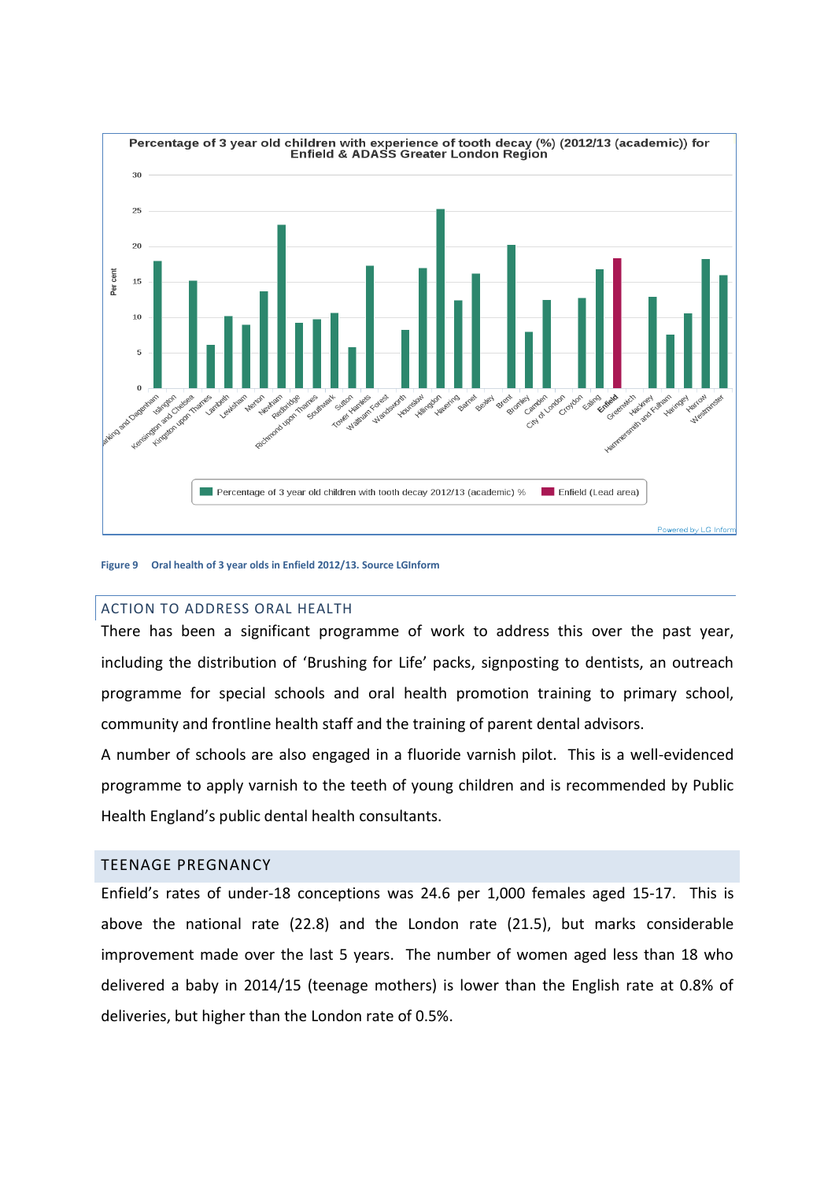Percentage of 3 year old children with experience of tooth decay (%) (2012/13 (academic)) for Enfield & ADASS Greater London Region

Figure 9 Oral health of 3 year olds in Enfield 2012/13. Source LGInform

## ACTION TO ADDRESS ORAL HEALTH

There has been a significant programme of work to address this over the past year, including the distribution of 'Brushing for Life' packs, signposting to dentists, an outreach programme for special schools and oral health promotion training to primary school, community and frontline health staff and the training of parent dental advisors.

A number of schools are also engaged in a fluoride varnish pilot. This is a well-evidenced programme to apply varnish to the teeth of young children and is recommended by Public Health England's public dental health consultants.

## TEENAGE PREGNANCY

Enfield's rates of under-18 conceptions was 24.6 per 1,000 females aged 15-17. This is above the national rate (22.8) and the London rate (21.5), but marks considerable improvement made over the last 5 years. The number of women aged less than 18 who delivered a baby in 2014/15 (teenage mothers) is lower than the English rate at 0.8% of deliveries, but higher than the London rate of 0.5%.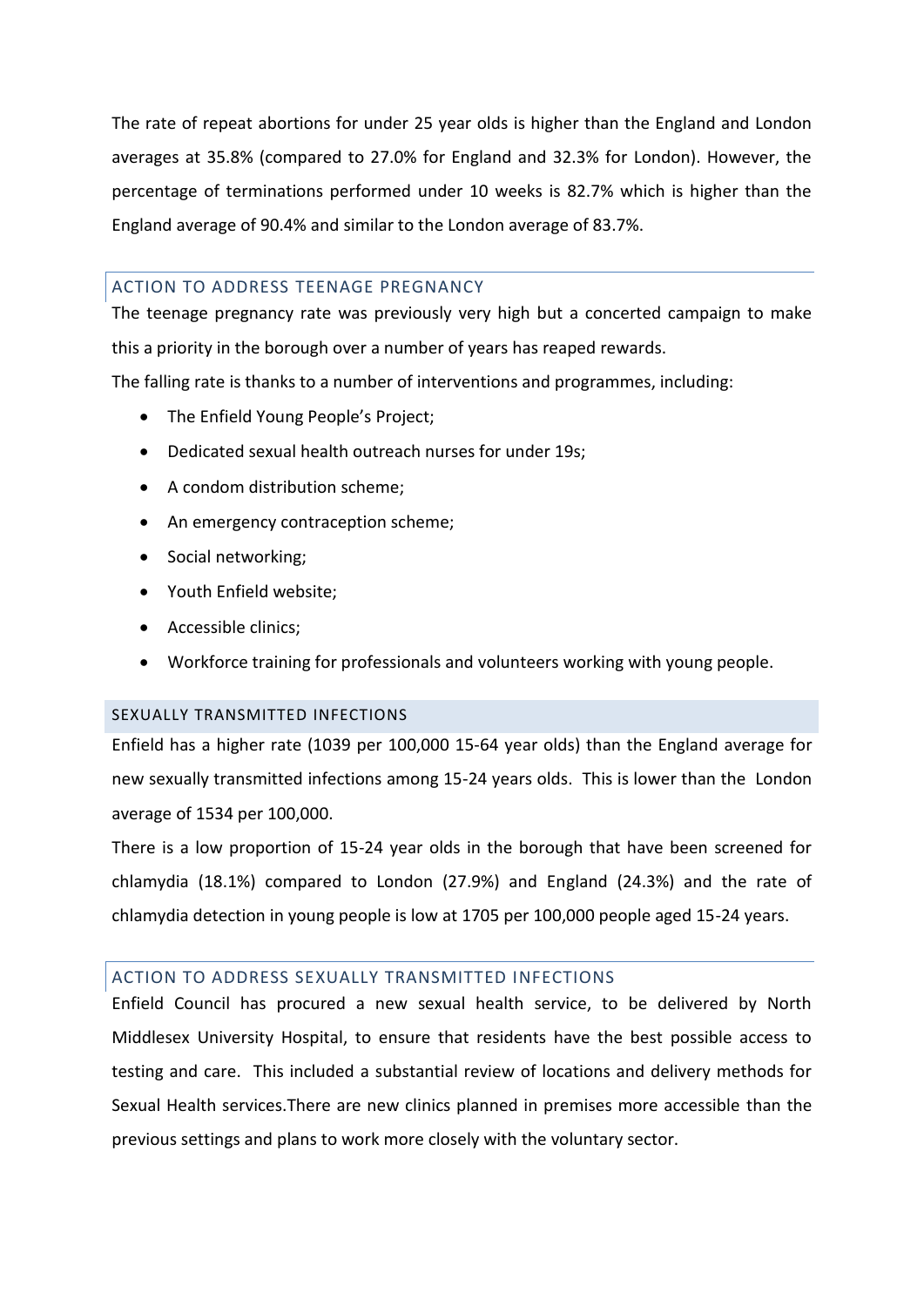The rate of repeat abortions for under 25 year olds is higher than the England and London averages at 35.8% (compared to 27.0% for England and 32.3% for London). However, the percentage of terminations performed under 10 weeks is 82.7% which is higher than the England average of 90.4% and similar to the London average of 83.7%.

## ACTION TO ADDRESS TEENAGE PREGNANCY

The teenage pregnancy rate was previously very high but a concerted campaign to make this a priority in the borough over a number of years has reaped rewards.

The falling rate is thanks to a number of interventions and programmes, including:

- The Enfield Young People's Project;
- Dedicated sexual health outreach nurses for under 19s;
- A condom distribution scheme;
- An emergency contraception scheme;
- Social networking;
- Youth Enfield website;
- Accessible clinics;
- Workforce training for professionals and volunteers working with young people.

## SEXUALLY TRANSMITTED INFECTIONS

Enfield has a higher rate (1039 per 100,000 15-64 year olds) than the England average for new sexually transmitted infections among 15-24 years olds. This is lower than the London average of 1534 per 100,000.

There is a low proportion of 15-24 year olds in the borough that have been screened for chlamydia (18.1%) compared to London (27.9%) and England (24.3%) and the rate of chlamydia detection in young people is low at 1705 per 100,000 people aged 15-24 years.

## ACTION TO ADDRESS SEXUALLY TRANSMITTED INFECTIONS

Enfield Council has procured a new sexual health service, to be delivered by North Middlesex University Hospital, to ensure that residents have the best possible access to testing and care. This included a substantial review of locations and delivery methods for Sexual Health services.There are new clinics planned in premises more accessible than the previous settings and plans to work more closely with the voluntary sector.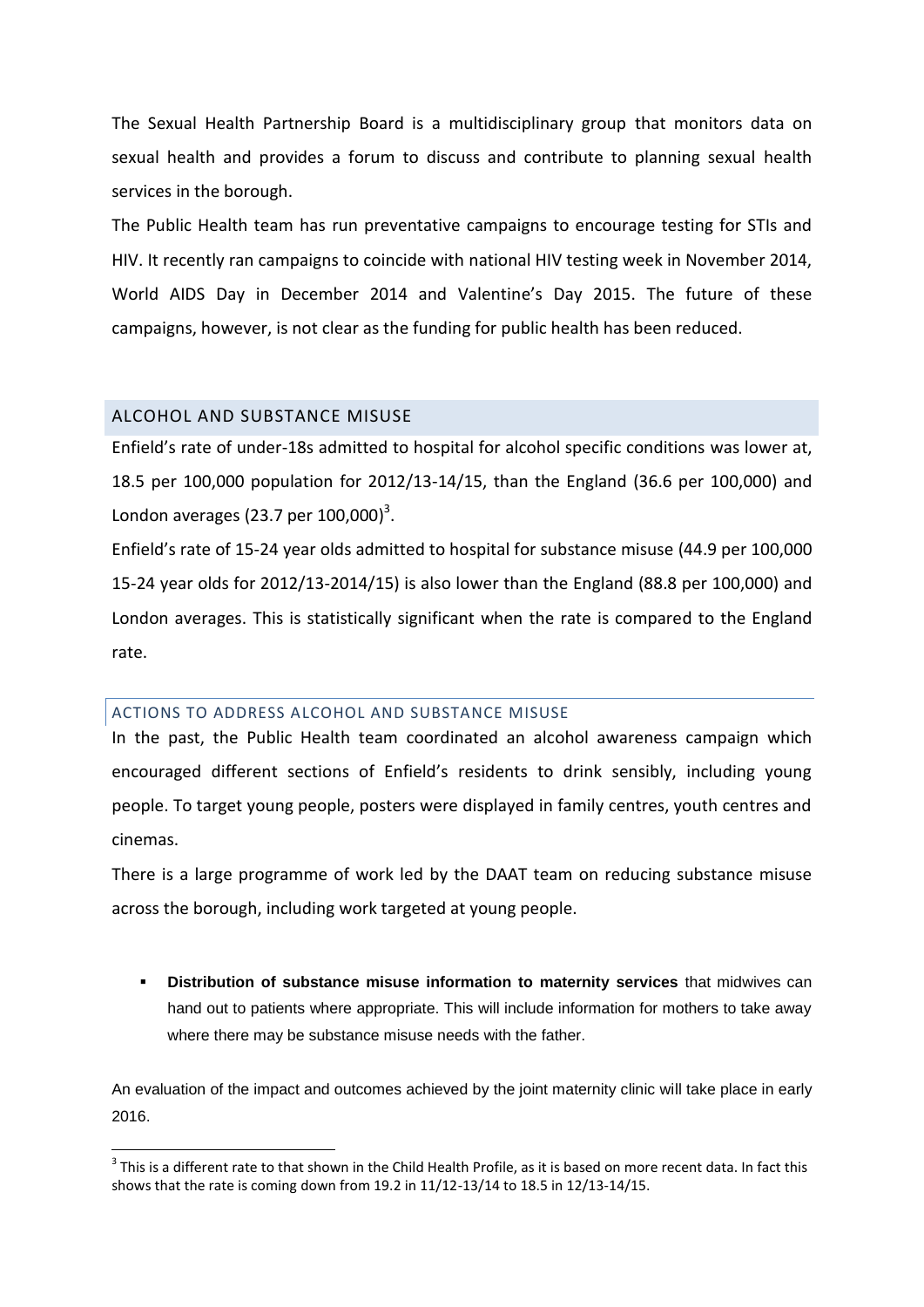The Sexual Health Partnership Board is a multidisciplinary group that monitors data on sexual health and provides a forum to discuss and contribute to planning sexual health services in the borough.

The Public Health team has run preventative campaigns to encourage testing for STIs and HIV. It recently ran campaigns to coincide with national HIV testing week in November 2014, World AIDS Day in December 2014 and Valentine's Day 2015. The future of these campaigns, however, is not clear as the funding for public health has been reduced.

## ALCOHOL AND SUBSTANCE MISUSE

Enfield's rate of under-18s admitted to hospital for alcohol specific conditions was lower at, 18.5 per 100,000 population for 2012/13-14/15, than the England (36.6 per 100,000) and London averages (23.7 per 100,000)[3].

Enfield's rate of 15-24 year olds admitted to hospital for substance misuse (44.9 per 100,000 15-24 year olds for 2012/13-2014/15) is also lower than the England (88.8 per 100,000) and London averages. This is statistically significant when the rate is compared to the England rate.

### ACTIONS TO ADDRESS ALCOHOL AND SUBSTANCE MISUSE

In the past, the Public Health team coordinated an alcohol awareness campaign which encouraged different sections of Enfield's residents to drink sensibly, including young people. To target young people, posters were displayed in family centres, youth centres and cinemas.

There is a large programme of work led by the DAAT team on reducing substance misuse across the borough, including work targeted at young people.

- **Distribution of substance misuse information to maternity services** that midwives can hand out to patients where appropriate. This will include information for mothers to take away where there may be substance misuse needs with the father.

An evaluation of the impact and outcomes achieved by the joint maternity clinic will take place in early 2016.

[3] This is a different rate to that shown in the Child Health Profile, as it is based on more recent data. In fact this shows that the rate is coming down from 19.2 in 11/12-13/14 to 18.5 in 12/13-14/15.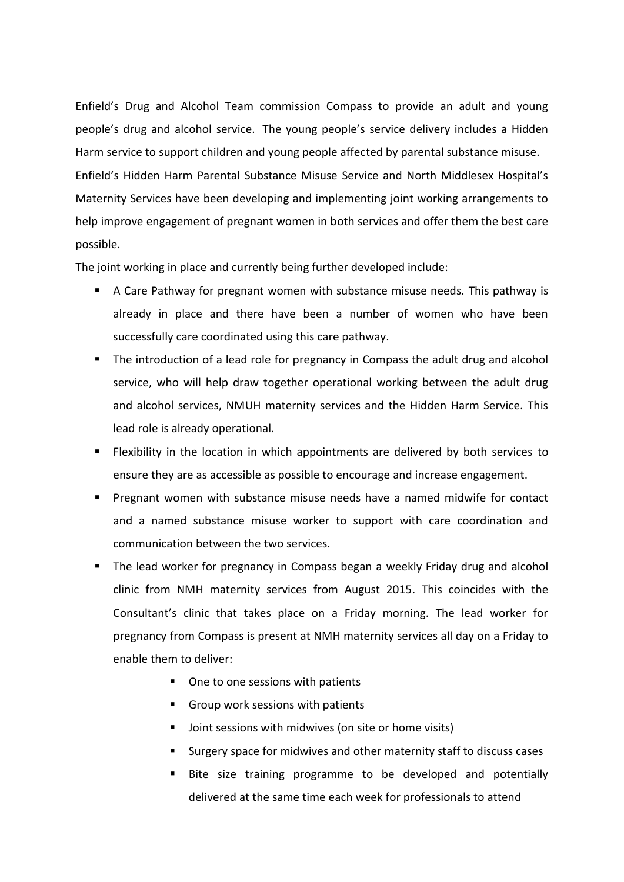Enfield's Drug and Alcohol Team commission Compass to provide an adult and young people's drug and alcohol service. The young people's service delivery includes a Hidden Harm service to support children and young people affected by parental substance misuse.

Enfield's Hidden Harm Parental Substance Misuse Service and North Middlesex Hospital's Maternity Services have been developing and implementing joint working arrangements to help improve engagement of pregnant women in both services and offer them the best care possible.

The joint working in place and currently being further developed include:

- A Care Pathway for pregnant women with substance misuse needs. This pathway is already in place and there have been a number of women who have been successfully care coordinated using this care pathway.
- The introduction of a lead role for pregnancy in Compass the adult drug and alcohol service, who will help draw together operational working between the adult drug and alcohol services, NMUH maternity services and the Hidden Harm Service. This lead role is already operational.
- Flexibility in the location in which appointments are delivered by both services to ensure they are as accessible as possible to encourage and increase engagement.
- Pregnant women with substance misuse needs have a named midwife for contact and a named substance misuse worker to support with care coordination and communication between the two services.
- The lead worker for pregnancy in Compass began a weekly Friday drug and alcohol clinic from NMH maternity services from August 2015. This coincides with the Consultant's clinic that takes place on a Friday morning. The lead worker for pregnancy from Compass is present at NMH maternity services all day on a Friday to enable them to deliver:
    - One to one sessions with patients
    - Group work sessions with patients
    - Joint sessions with midwives (on site or home visits)
    - Surgery space for midwives and other maternity staff to discuss cases
    - Bite size training programme to be developed and potentially delivered at the same time each week for professionals to attend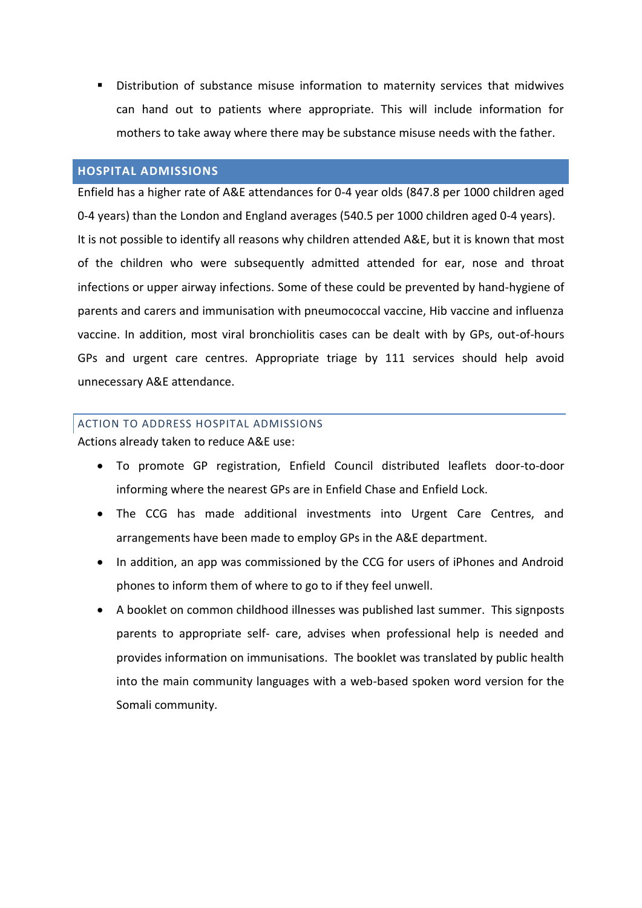- Distribution of substance misuse information to maternity services that midwives can hand out to patients where appropriate. This will include information for mothers to take away where there may be substance misuse needs with the father.

## HOSPITAL ADMISSIONS

Enfield has a higher rate of A&E attendances for 0-4 year olds (847.8 per 1000 children aged 0-4 years) than the London and England averages (540.5 per 1000 children aged 0-4 years). It is not possible to identify all reasons why children attended A&E, but it is known that most of the children who were subsequently admitted attended for ear, nose and throat infections or upper airway infections. Some of these could be prevented by hand-hygiene of parents and carers and immunisation with pneumococcal vaccine, Hib vaccine and influenza vaccine. In addition, most viral bronchiolitis cases can be dealt with by GPs, out-of-hours GPs and urgent care centres. Appropriate triage by 111 services should help avoid unnecessary A&E attendance.

### ACTION TO ADDRESS HOSPITAL ADMISSIONS

Actions already taken to reduce A&E use:

- To promote GP registration, Enfield Council distributed leaflets door-to-door informing where the nearest GPs are in Enfield Chase and Enfield Lock.
- The CCG has made additional investments into Urgent Care Centres, and arrangements have been made to employ GPs in the A&E department.
- In addition, an app was commissioned by the CCG for users of iPhones and Android phones to inform them of where to go to if they feel unwell.
- A booklet on common childhood illnesses was published last summer. This signposts parents to appropriate self- care, advises when professional help is needed and provides information on immunisations. The booklet was translated by public health into the main community languages with a web-based spoken word version for the Somali community.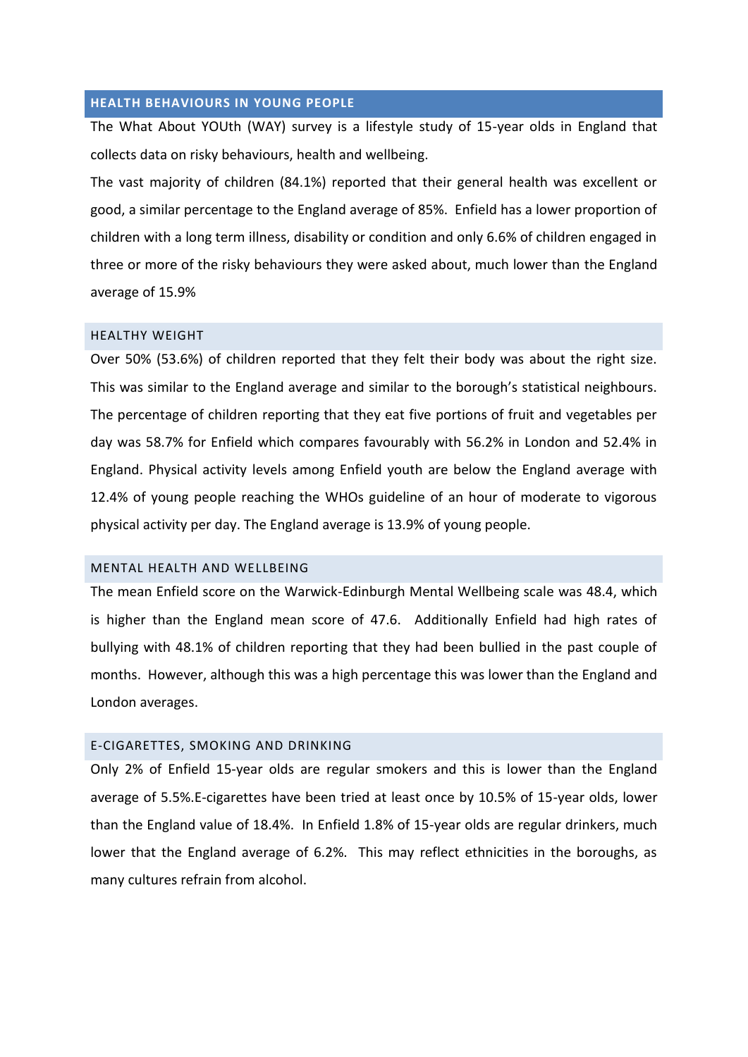## HEALTH BEHAVIOURS IN YOUNG PEOPLE

The What About YOUth (WAY) survey is a lifestyle study of 15-year olds in England that collects data on risky behaviours, health and wellbeing.

The vast majority of children (84.1%) reported that their general health was excellent or good, a similar percentage to the England average of 85%. Enfield has a lower proportion of children with a long term illness, disability or condition and only 6.6% of children engaged in three or more of the risky behaviours they were asked about, much lower than the England average of 15.9%

### HEALTHY WEIGHT

Over 50% (53.6%) of children reported that they felt their body was about the right size. This was similar to the England average and similar to the borough's statistical neighbours. The percentage of children reporting that they eat five portions of fruit and vegetables per day was 58.7% for Enfield which compares favourably with 56.2% in London and 52.4% in England. Physical activity levels among Enfield youth are below the England average with 12.4% of young people reaching the WHOs guideline of an hour of moderate to vigorous physical activity per day. The England average is 13.9% of young people.

### MENTAL HEALTH AND WELLBEING

The mean Enfield score on the Warwick-Edinburgh Mental Wellbeing scale was 48.4, which is higher than the England mean score of 47.6. Additionally Enfield had high rates of bullying with 48.1% of children reporting that they had been bullied in the past couple of months. However, although this was a high percentage this was lower than the England and London averages.

### E-CIGARETTES, SMOKING AND DRINKING

Only 2% of Enfield 15-year olds are regular smokers and this is lower than the England average of 5.5%.E-cigarettes have been tried at least once by 10.5% of 15-year olds, lower than the England value of 18.4%. In Enfield 1.8% of 15-year olds are regular drinkers, much lower that the England average of 6.2%. This may reflect ethnicities in the boroughs, as many cultures refrain from alcohol.